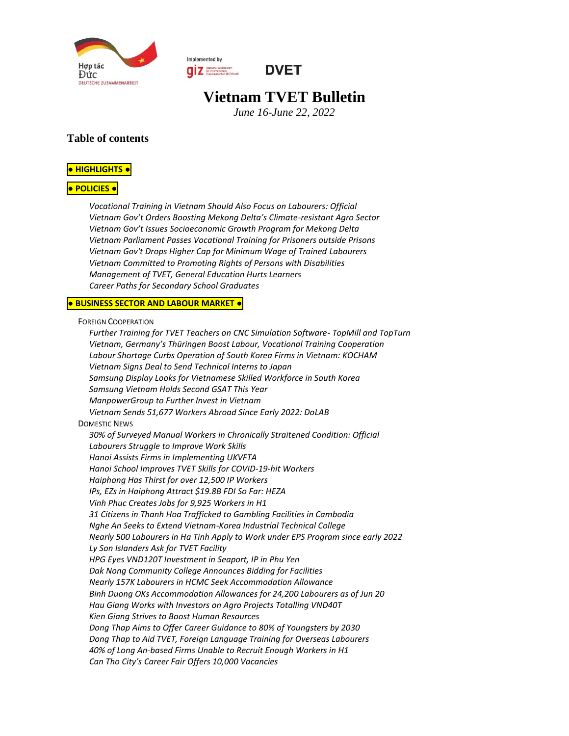Hợp tác Đức
DEUTSCHE ZUSAMMENARBEIT

Implemented by giz

DVET

# Vietnam TVET Bulletin

*June 16-June 22, 2022*

## Table of contents

**● HIGHLIGHTS ●**

**● POLICIES ●**

*Vocational Training in Vietnam Should Also Focus on Labourers: Official*
*Vietnam Gov't Orders Boosting Mekong Delta's Climate-resistant Agro Sector*
*Vietnam Gov't Issues Socioeconomic Growth Program for Mekong Delta*
*Vietnam Parliament Passes Vocational Training for Prisoners outside Prisons*
*Vietnam Gov't Drops Higher Cap for Minimum Wage of Trained Labourers*
*Vietnam Committed to Promoting Rights of Persons with Disabilities*
*Management of TVET, General Education Hurts Learners*
*Career Paths for Secondary School Graduates*

**● BUSINESS SECTOR AND LABOUR MARKET ●**

FOREIGN COOPERATION

*Further Training for TVET Teachers on CNC Simulation Software- TopMill and TopTurn*
*Vietnam, Germany's Thüringen Boost Labour, Vocational Training Cooperation*
*Labour Shortage Curbs Operation of South Korea Firms in Vietnam: KOCHAM*
*Vietnam Signs Deal to Send Technical Interns to Japan*
*Samsung Display Looks for Vietnamese Skilled Workforce in South Korea*
*Samsung Vietnam Holds Second GSAT This Year*
*ManpowerGroup to Further Invest in Vietnam*
*Vietnam Sends 51,677 Workers Abroad Since Early 2022: DoLAB*

DOMESTIC NEWS

*30% of Surveyed Manual Workers in Chronically Straitened Condition: Official*
*Labourers Struggle to Improve Work Skills*
*Hanoi Assists Firms in Implementing UKVFTA*
*Hanoi School Improves TVET Skills for COVID-19-hit Workers*
*Haiphong Has Thirst for over 12,500 IP Workers*
*IPs, EZs in Haiphong Attract $19.8B FDI So Far: HEZA*
*Vinh Phuc Creates Jobs for 9,925 Workers in H1*
*31 Citizens in Thanh Hoa Trafficked to Gambling Facilities in Cambodia*
*Nghe An Seeks to Extend Vietnam-Korea Industrial Technical College*
*Nearly 500 Labourers in Ha Tinh Apply to Work under EPS Program since early 2022*
*Ly Son Islanders Ask for TVET Facility*
*HPG Eyes VND120T Investment in Seaport, IP in Phu Yen*
*Dak Nong Community College Announces Bidding for Facilities*
*Nearly 157K Labourers in HCMC Seek Accommodation Allowance*
*Binh Duong OKs Accommodation Allowances for 24,200 Labourers as of Jun 20*
*Hau Giang Works with Investors on Agro Projects Totalling VND40T*
*Kien Giang Strives to Boost Human Resources*
*Dong Thap Aims to Offer Career Guidance to 80% of Youngsters by 2030*
*Dong Thap to Aid TVET, Foreign Language Training for Overseas Labourers*
*40% of Long An-based Firms Unable to Recruit Enough Workers in H1*
*Can Tho City's Career Fair Offers 10,000 Vacancies*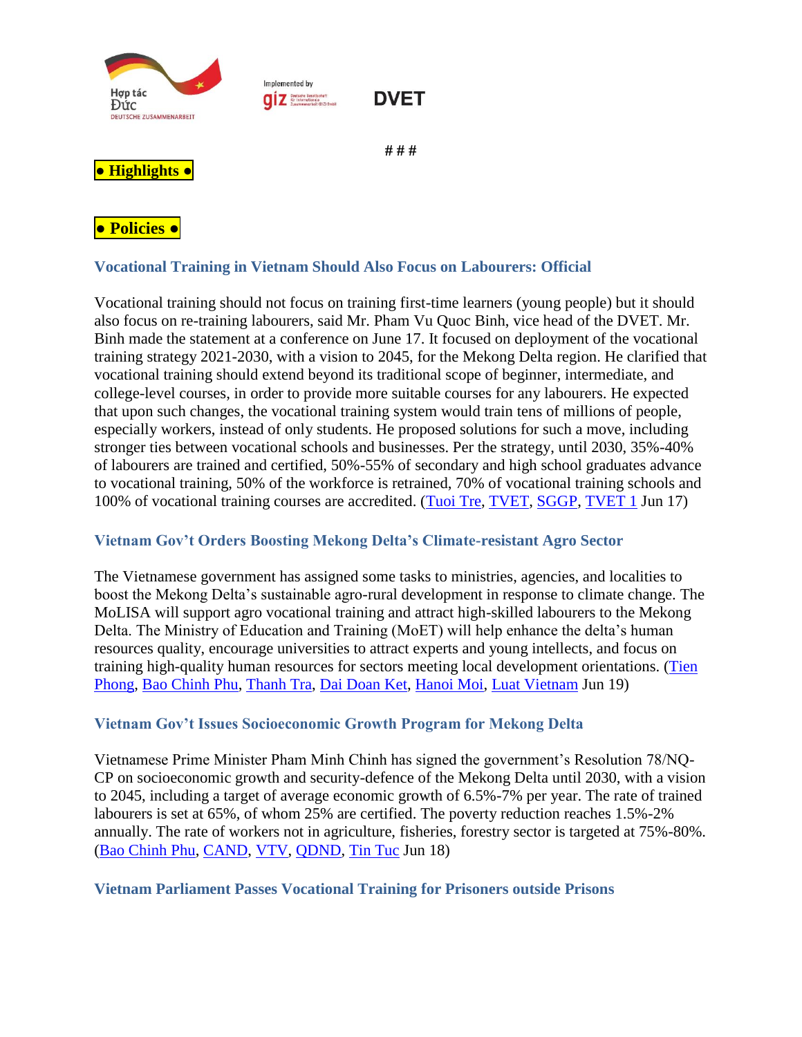# # #

**● Highlights ●**

**● Policies ●**

### Vocational Training in Vietnam Should Also Focus on Labourers: Official

Vocational training should not focus on training first-time learners (young people) but it should also focus on re-training labourers, said Mr. Pham Vu Quoc Binh, vice head of the DVET. Mr. Binh made the statement at a conference on June 17. It focused on deployment of the vocational training strategy 2021-2030, with a vision to 2045, for the Mekong Delta region. He clarified that vocational training should extend beyond its traditional scope of beginner, intermediate, and college-level courses, in order to provide more suitable courses for any labourers. He expected that upon such changes, the vocational training system would train tens of millions of people, especially workers, instead of only students. He proposed solutions for such a move, including stronger ties between vocational schools and businesses. Per the strategy, until 2030, 35%-40% of labourers are trained and certified, 50%-55% of secondary and high school graduates advance to vocational training, 50% of the workforce is retrained, 70% of vocational training schools and 100% of vocational training courses are accredited. (Tuoi Tre, TVET, SGGP, TVET 1 Jun 17)

### Vietnam Gov't Orders Boosting Mekong Delta's Climate-resistant Agro Sector

The Vietnamese government has assigned some tasks to ministries, agencies, and localities to boost the Mekong Delta's sustainable agro-rural development in response to climate change. The MoLISA will support agro vocational training and attract high-skilled labourers to the Mekong Delta. The Ministry of Education and Training (MoET) will help enhance the delta's human resources quality, encourage universities to attract experts and young intellects, and focus on training high-quality human resources for sectors meeting local development orientations. (Tien Phong, Bao Chinh Phu, Thanh Tra, Dai Doan Ket, Hanoi Moi, Luat Vietnam Jun 19)

### Vietnam Gov't Issues Socioeconomic Growth Program for Mekong Delta

Vietnamese Prime Minister Pham Minh Chinh has signed the government's Resolution 78/NQ-CP on socioeconomic growth and security-defence of the Mekong Delta until 2030, with a vision to 2045, including a target of average economic growth of 6.5%-7% per year. The rate of trained labourers is set at 65%, of whom 25% are certified. The poverty reduction reaches 1.5%-2% annually. The rate of workers not in agriculture, fisheries, forestry sector is targeted at 75%-80%. (Bao Chinh Phu, CAND, VTV, QDND, Tin Tuc Jun 18)

### Vietnam Parliament Passes Vocational Training for Prisoners outside Prisons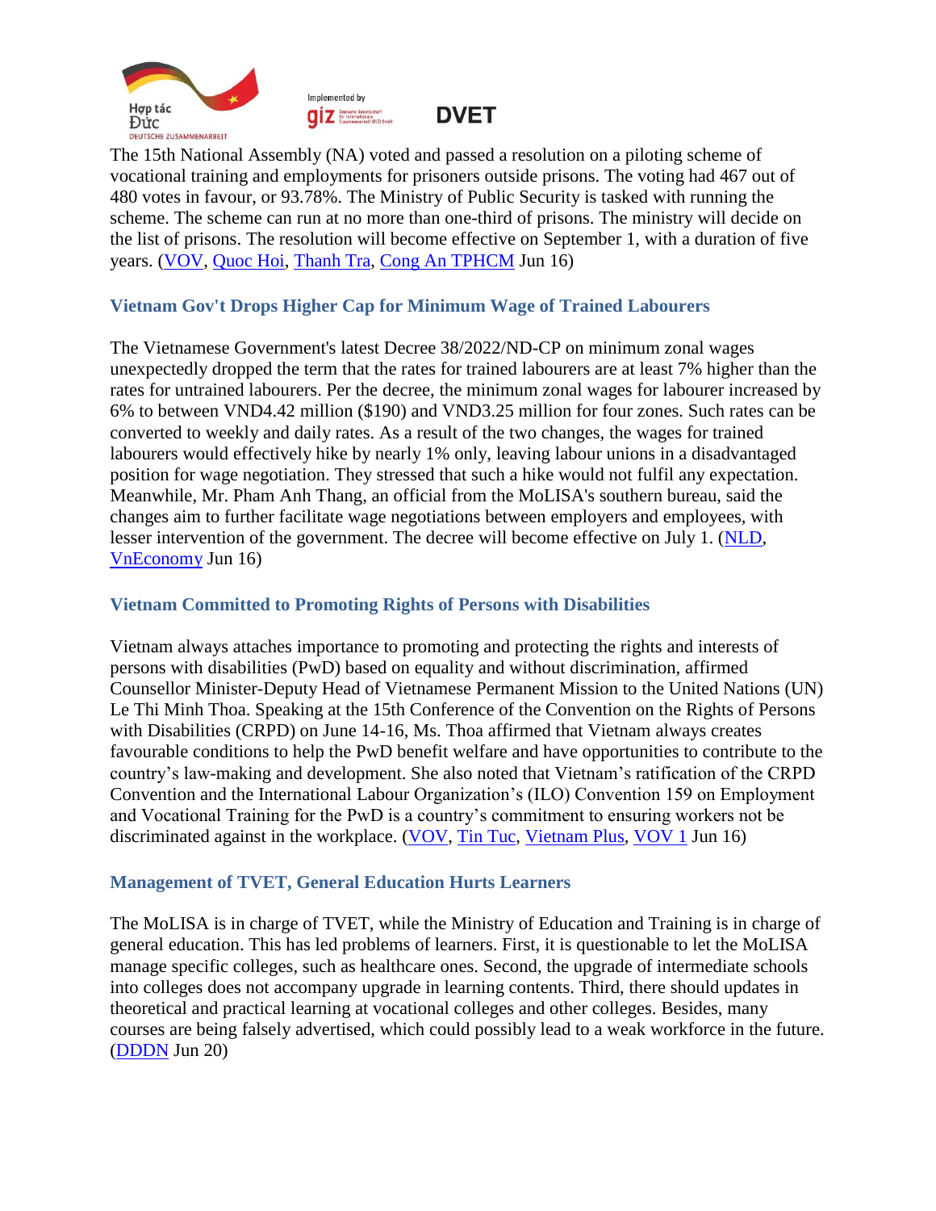The 15th National Assembly (NA) voted and passed a resolution on a piloting scheme of vocational training and employments for prisoners outside prisons. The voting had 467 out of 480 votes in favour, or 93.78%. The Ministry of Public Security is tasked with running the scheme. The scheme can run at no more than one-third of prisons. The ministry will decide on the list of prisons. The resolution will become effective on September 1, with a duration of five years. (VOV, Quoc Hoi, Thanh Tra, Cong An TPHCM Jun 16)

### Vietnam Gov't Drops Higher Cap for Minimum Wage of Trained Labourers

The Vietnamese Government's latest Decree 38/2022/ND-CP on minimum zonal wages unexpectedly dropped the term that the rates for trained labourers are at least 7% higher than the rates for untrained labourers. Per the decree, the minimum zonal wages for labourer increased by 6% to between VND4.42 million ($190) and VND3.25 million for four zones. Such rates can be converted to weekly and daily rates. As a result of the two changes, the wages for trained labourers would effectively hike by nearly 1% only, leaving labour unions in a disadvantaged position for wage negotiation. They stressed that such a hike would not fulfil any expectation. Meanwhile, Mr. Pham Anh Thang, an official from the MoLISA's southern bureau, said the changes aim to further facilitate wage negotiations between employers and employees, with lesser intervention of the government. The decree will become effective on July 1. (NLD, VnEconomy Jun 16)

### Vietnam Committed to Promoting Rights of Persons with Disabilities

Vietnam always attaches importance to promoting and protecting the rights and interests of persons with disabilities (PwD) based on equality and without discrimination, affirmed Counsellor Minister-Deputy Head of Vietnamese Permanent Mission to the United Nations (UN) Le Thi Minh Thoa. Speaking at the 15th Conference of the Convention on the Rights of Persons with Disabilities (CRPD) on June 14-16, Ms. Thoa affirmed that Vietnam always creates favourable conditions to help the PwD benefit welfare and have opportunities to contribute to the country's law-making and development. She also noted that Vietnam's ratification of the CRPD Convention and the International Labour Organization's (ILO) Convention 159 on Employment and Vocational Training for the PwD is a country's commitment to ensuring workers not be discriminated against in the workplace. (VOV, Tin Tuc, Vietnam Plus, VOV 1 Jun 16)

### Management of TVET, General Education Hurts Learners

The MoLISA is in charge of TVET, while the Ministry of Education and Training is in charge of general education. This has led problems of learners. First, it is questionable to let the MoLISA manage specific colleges, such as healthcare ones. Second, the upgrade of intermediate schools into colleges does not accompany upgrade in learning contents. Third, there should updates in theoretical and practical learning at vocational colleges and other colleges. Besides, many courses are being falsely advertised, which could possibly lead to a weak workforce in the future. (DDDN Jun 20)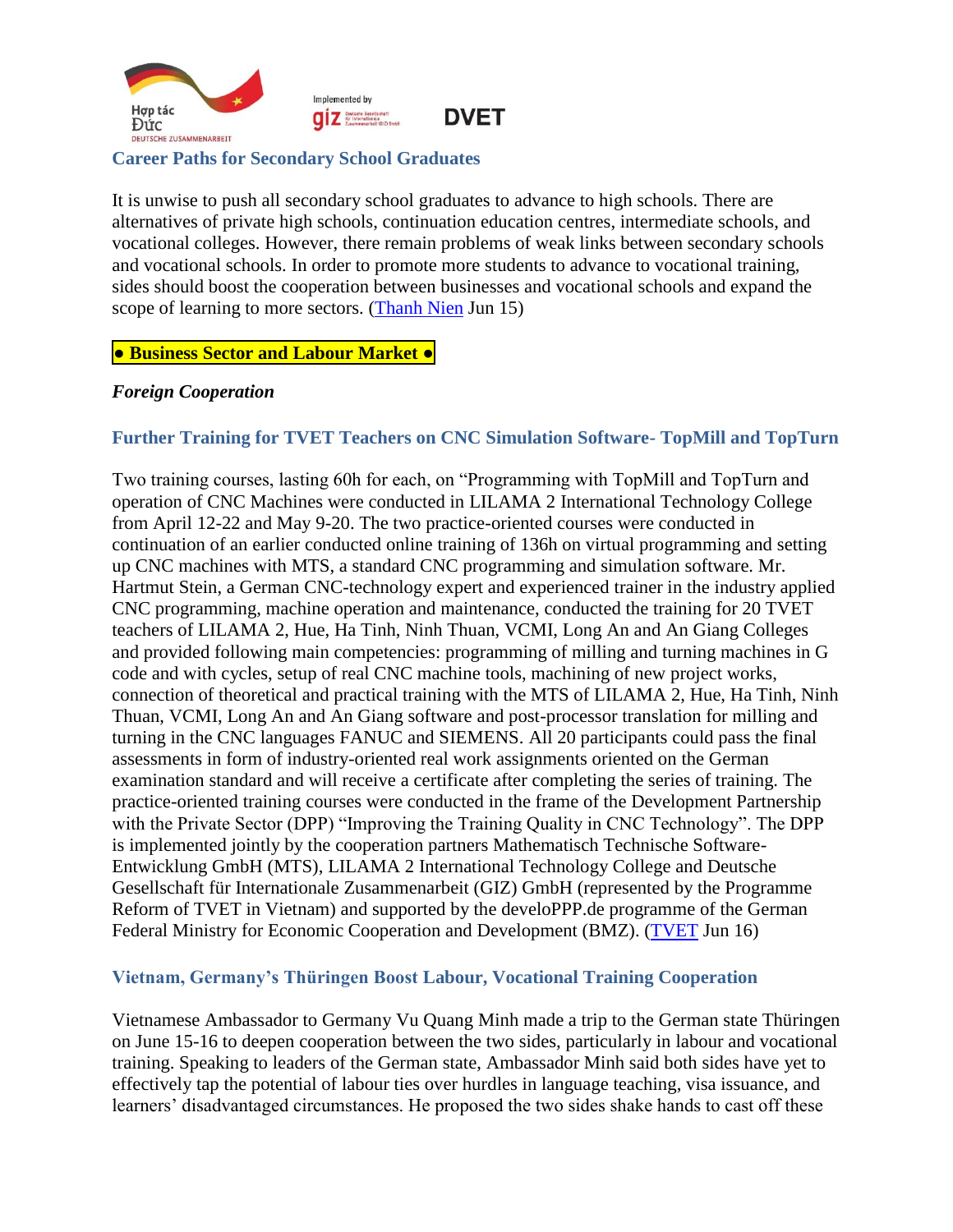### Career Paths for Secondary School Graduates

It is unwise to push all secondary school graduates to advance to high schools. There are alternatives of private high schools, continuation education centres, intermediate schools, and vocational colleges. However, there remain problems of weak links between secondary schools and vocational schools. In order to promote more students to advance to vocational training, sides should boost the cooperation between businesses and vocational schools and expand the scope of learning to more sectors. (Thanh Nien Jun 15)

**● Business Sector and Labour Market ●**

***Foreign Cooperation***

### Further Training for TVET Teachers on CNC Simulation Software- TopMill and TopTurn

Two training courses, lasting 60h for each, on "Programming with TopMill and TopTurn and operation of CNC Machines were conducted in LILAMA 2 International Technology College from April 12-22 and May 9-20. The two practice-oriented courses were conducted in continuation of an earlier conducted online training of 136h on virtual programming and setting up CNC machines with MTS, a standard CNC programming and simulation software. Mr. Hartmut Stein, a German CNC-technology expert and experienced trainer in the industry applied CNC programming, machine operation and maintenance, conducted the training for 20 TVET teachers of LILAMA 2, Hue, Ha Tinh, Ninh Thuan, VCMI, Long An and An Giang Colleges and provided following main competencies: programming of milling and turning machines in G code and with cycles, setup of real CNC machine tools, machining of new project works, connection of theoretical and practical training with the MTS of LILAMA 2, Hue, Ha Tinh, Ninh Thuan, VCMI, Long An and An Giang software and post-processor translation for milling and turning in the CNC languages FANUC and SIEMENS. All 20 participants could pass the final assessments in form of industry-oriented real work assignments oriented on the German examination standard and will receive a certificate after completing the series of training. The practice-oriented training courses were conducted in the frame of the Development Partnership with the Private Sector (DPP) "Improving the Training Quality in CNC Technology". The DPP is implemented jointly by the cooperation partners Mathematisch Technische Software-Entwicklung GmbH (MTS), LILAMA 2 International Technology College and Deutsche Gesellschaft für Internationale Zusammenarbeit (GIZ) GmbH (represented by the Programme Reform of TVET in Vietnam) and supported by the develoPPP.de programme of the German Federal Ministry for Economic Cooperation and Development (BMZ). (TVET Jun 16)

### Vietnam, Germany's Thüringen Boost Labour, Vocational Training Cooperation

Vietnamese Ambassador to Germany Vu Quang Minh made a trip to the German state Thüringen on June 15-16 to deepen cooperation between the two sides, particularly in labour and vocational training. Speaking to leaders of the German state, Ambassador Minh said both sides have yet to effectively tap the potential of labour ties over hurdles in language teaching, visa issuance, and learners' disadvantaged circumstances. He proposed the two sides shake hands to cast off these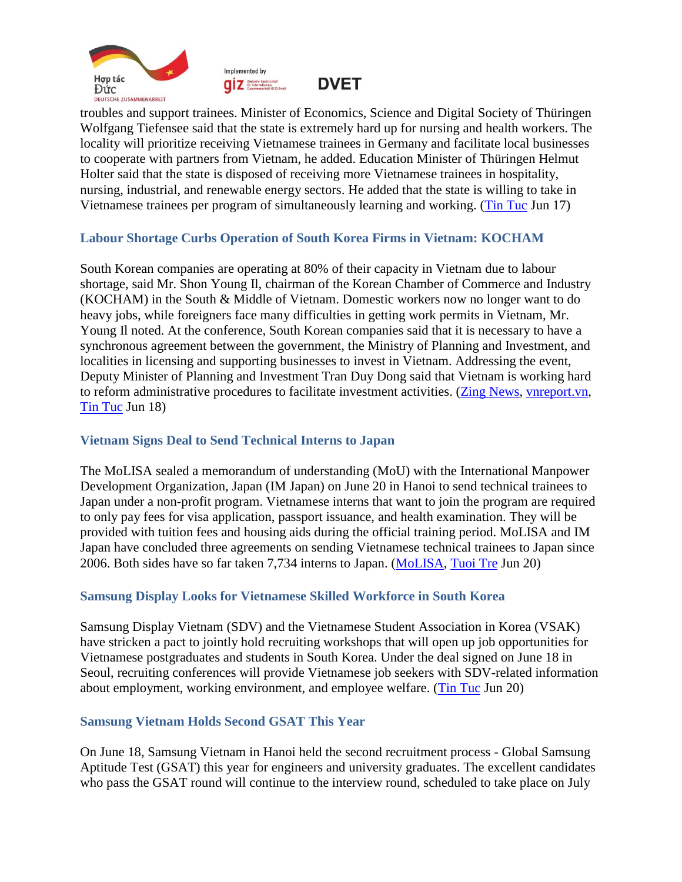troubles and support trainees. Minister of Economics, Science and Digital Society of Thüringen Wolfgang Tiefensee said that the state is extremely hard up for nursing and health workers. The locality will prioritize receiving Vietnamese trainees in Germany and facilitate local businesses to cooperate with partners from Vietnam, he added. Education Minister of Thüringen Helmut Holter said that the state is disposed of receiving more Vietnamese trainees in hospitality, nursing, industrial, and renewable energy sectors. He added that the state is willing to take in Vietnamese trainees per program of simultaneously learning and working. (Tin Tuc Jun 17)

### Labour Shortage Curbs Operation of South Korea Firms in Vietnam: KOCHAM

South Korean companies are operating at 80% of their capacity in Vietnam due to labour shortage, said Mr. Shon Young Il, chairman of the Korean Chamber of Commerce and Industry (KOCHAM) in the South & Middle of Vietnam. Domestic workers now no longer want to do heavy jobs, while foreigners face many difficulties in getting work permits in Vietnam, Mr. Young Il noted. At the conference, South Korean companies said that it is necessary to have a synchronous agreement between the government, the Ministry of Planning and Investment, and localities in licensing and supporting businesses to invest in Vietnam. Addressing the event, Deputy Minister of Planning and Investment Tran Duy Dong said that Vietnam is working hard to reform administrative procedures to facilitate investment activities. (Zing News, vnreport.vn, Tin Tuc Jun 18)

### Vietnam Signs Deal to Send Technical Interns to Japan

The MoLISA sealed a memorandum of understanding (MoU) with the International Manpower Development Organization, Japan (IM Japan) on June 20 in Hanoi to send technical trainees to Japan under a non-profit program. Vietnamese interns that want to join the program are required to only pay fees for visa application, passport issuance, and health examination. They will be provided with tuition fees and housing aids during the official training period. MoLISA and IM Japan have concluded three agreements on sending Vietnamese technical trainees to Japan since 2006. Both sides have so far taken 7,734 interns to Japan. (MoLISA, Tuoi Tre Jun 20)

### Samsung Display Looks for Vietnamese Skilled Workforce in South Korea

Samsung Display Vietnam (SDV) and the Vietnamese Student Association in Korea (VSAK) have stricken a pact to jointly hold recruiting workshops that will open up job opportunities for Vietnamese postgraduates and students in South Korea. Under the deal signed on June 18 in Seoul, recruiting conferences will provide Vietnamese job seekers with SDV-related information about employment, working environment, and employee welfare. (Tin Tuc Jun 20)

### Samsung Vietnam Holds Second GSAT This Year

On June 18, Samsung Vietnam in Hanoi held the second recruitment process - Global Samsung Aptitude Test (GSAT) this year for engineers and university graduates. The excellent candidates who pass the GSAT round will continue to the interview round, scheduled to take place on July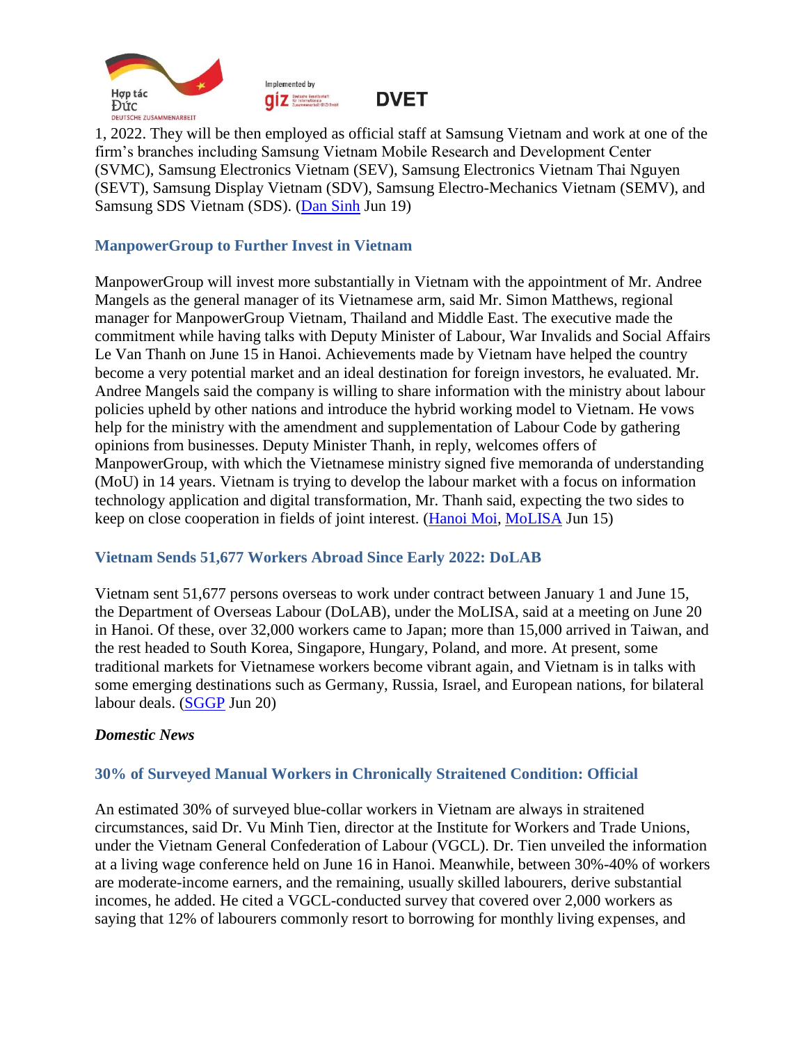1, 2022. They will be then employed as official staff at Samsung Vietnam and work at one of the firm's branches including Samsung Vietnam Mobile Research and Development Center (SVMC), Samsung Electronics Vietnam (SEV), Samsung Electronics Vietnam Thai Nguyen (SEVT), Samsung Display Vietnam (SDV), Samsung Electro-Mechanics Vietnam (SEMV), and Samsung SDS Vietnam (SDS). (Dan Sinh Jun 19)

### ManpowerGroup to Further Invest in Vietnam

ManpowerGroup will invest more substantially in Vietnam with the appointment of Mr. Andree Mangels as the general manager of its Vietnamese arm, said Mr. Simon Matthews, regional manager for ManpowerGroup Vietnam, Thailand and Middle East. The executive made the commitment while having talks with Deputy Minister of Labour, War Invalids and Social Affairs Le Van Thanh on June 15 in Hanoi. Achievements made by Vietnam have helped the country become a very potential market and an ideal destination for foreign investors, he evaluated. Mr. Andree Mangels said the company is willing to share information with the ministry about labour policies upheld by other nations and introduce the hybrid working model to Vietnam. He vows help for the ministry with the amendment and supplementation of Labour Code by gathering opinions from businesses. Deputy Minister Thanh, in reply, welcomes offers of ManpowerGroup, with which the Vietnamese ministry signed five memoranda of understanding (MoU) in 14 years. Vietnam is trying to develop the labour market with a focus on information technology application and digital transformation, Mr. Thanh said, expecting the two sides to keep on close cooperation in fields of joint interest. (Hanoi Moi, MoLISA Jun 15)

### Vietnam Sends 51,677 Workers Abroad Since Early 2022: DoLAB

Vietnam sent 51,677 persons overseas to work under contract between January 1 and June 15, the Department of Overseas Labour (DoLAB), under the MoLISA, said at a meeting on June 20 in Hanoi. Of these, over 32,000 workers came to Japan; more than 15,000 arrived in Taiwan, and the rest headed to South Korea, Singapore, Hungary, Poland, and more. At present, some traditional markets for Vietnamese workers become vibrant again, and Vietnam is in talks with some emerging destinations such as Germany, Russia, Israel, and European nations, for bilateral labour deals. (SGGP Jun 20)

## *Domestic News*

### 30% of Surveyed Manual Workers in Chronically Straitened Condition: Official

An estimated 30% of surveyed blue-collar workers in Vietnam are always in straitened circumstances, said Dr. Vu Minh Tien, director at the Institute for Workers and Trade Unions, under the Vietnam General Confederation of Labour (VGCL). Dr. Tien unveiled the information at a living wage conference held on June 16 in Hanoi. Meanwhile, between 30%-40% of workers are moderate-income earners, and the remaining, usually skilled labourers, derive substantial incomes, he added. He cited a VGCL-conducted survey that covered over 2,000 workers as saying that 12% of labourers commonly resort to borrowing for monthly living expenses, and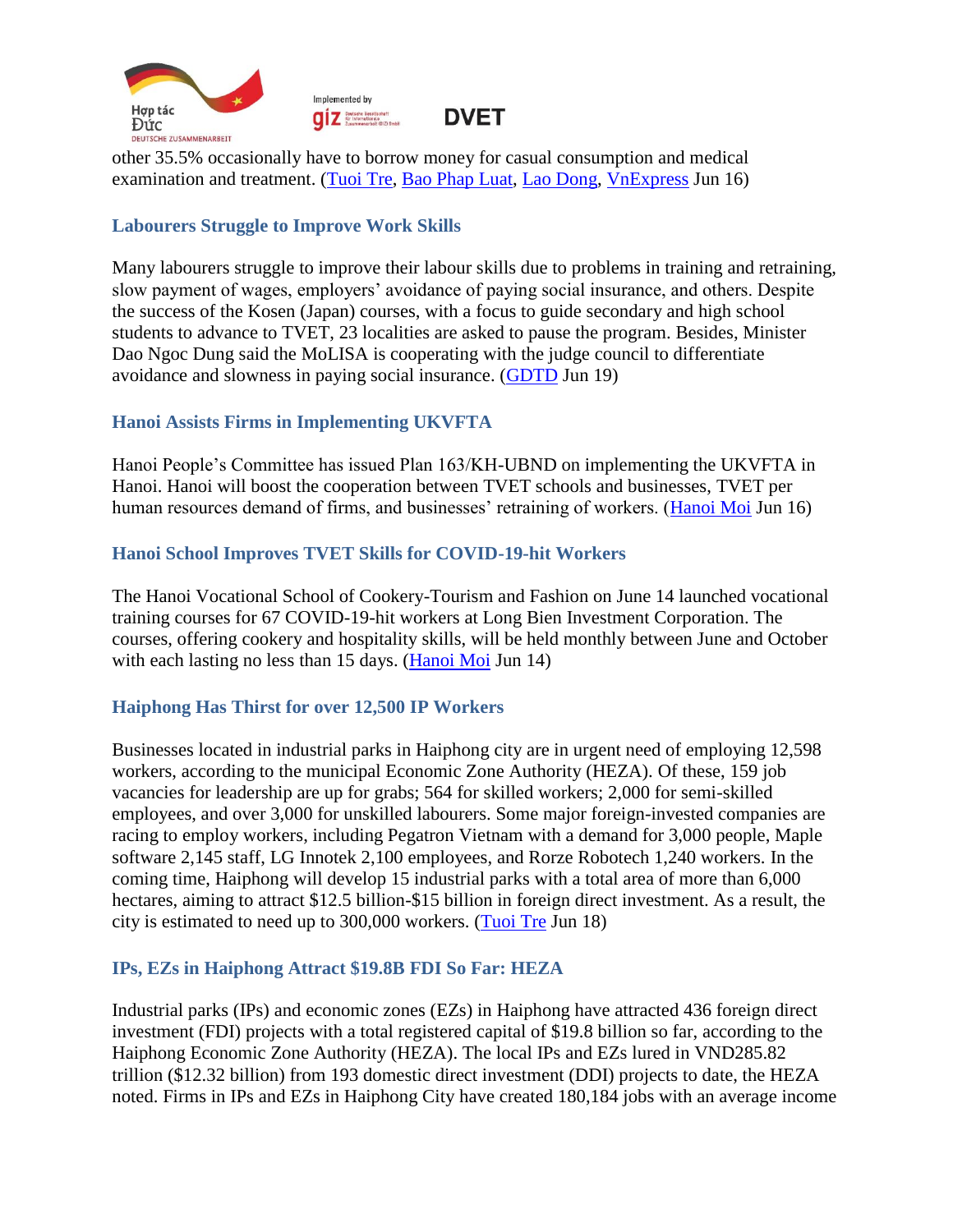other 35.5% occasionally have to borrow money for casual consumption and medical examination and treatment. (Tuoi Tre, Bao Phap Luat, Lao Dong, VnExpress Jun 16)

### Labourers Struggle to Improve Work Skills

Many labourers struggle to improve their labour skills due to problems in training and retraining, slow payment of wages, employers' avoidance of paying social insurance, and others. Despite the success of the Kosen (Japan) courses, with a focus to guide secondary and high school students to advance to TVET, 23 localities are asked to pause the program. Besides, Minister Dao Ngoc Dung said the MoLISA is cooperating with the judge council to differentiate avoidance and slowness in paying social insurance. (GDTD Jun 19)

### Hanoi Assists Firms in Implementing UKVFTA

Hanoi People's Committee has issued Plan 163/KH-UBND on implementing the UKVFTA in Hanoi. Hanoi will boost the cooperation between TVET schools and businesses, TVET per human resources demand of firms, and businesses' retraining of workers. (Hanoi Moi Jun 16)

### Hanoi School Improves TVET Skills for COVID-19-hit Workers

The Hanoi Vocational School of Cookery-Tourism and Fashion on June 14 launched vocational training courses for 67 COVID-19-hit workers at Long Bien Investment Corporation. The courses, offering cookery and hospitality skills, will be held monthly between June and October with each lasting no less than 15 days. (Hanoi Moi Jun 14)

### Haiphong Has Thirst for over 12,500 IP Workers

Businesses located in industrial parks in Haiphong city are in urgent need of employing 12,598 workers, according to the municipal Economic Zone Authority (HEZA). Of these, 159 job vacancies for leadership are up for grabs; 564 for skilled workers; 2,000 for semi-skilled employees, and over 3,000 for unskilled labourers. Some major foreign-invested companies are racing to employ workers, including Pegatron Vietnam with a demand for 3,000 people, Maple software 2,145 staff, LG Innotek 2,100 employees, and Rorze Robotech 1,240 workers. In the coming time, Haiphong will develop 15 industrial parks with a total area of more than 6,000 hectares, aiming to attract $12.5 billion-$15 billion in foreign direct investment. As a result, the city is estimated to need up to 300,000 workers. (Tuoi Tre Jun 18)

### IPs, EZs in Haiphong Attract $19.8B FDI So Far: HEZA

Industrial parks (IPs) and economic zones (EZs) in Haiphong have attracted 436 foreign direct investment (FDI) projects with a total registered capital of $19.8 billion so far, according to the Haiphong Economic Zone Authority (HEZA). The local IPs and EZs lured in VND285.82 trillion ($12.32 billion) from 193 domestic direct investment (DDI) projects to date, the HEZA noted. Firms in IPs and EZs in Haiphong City have created 180,184 jobs with an average income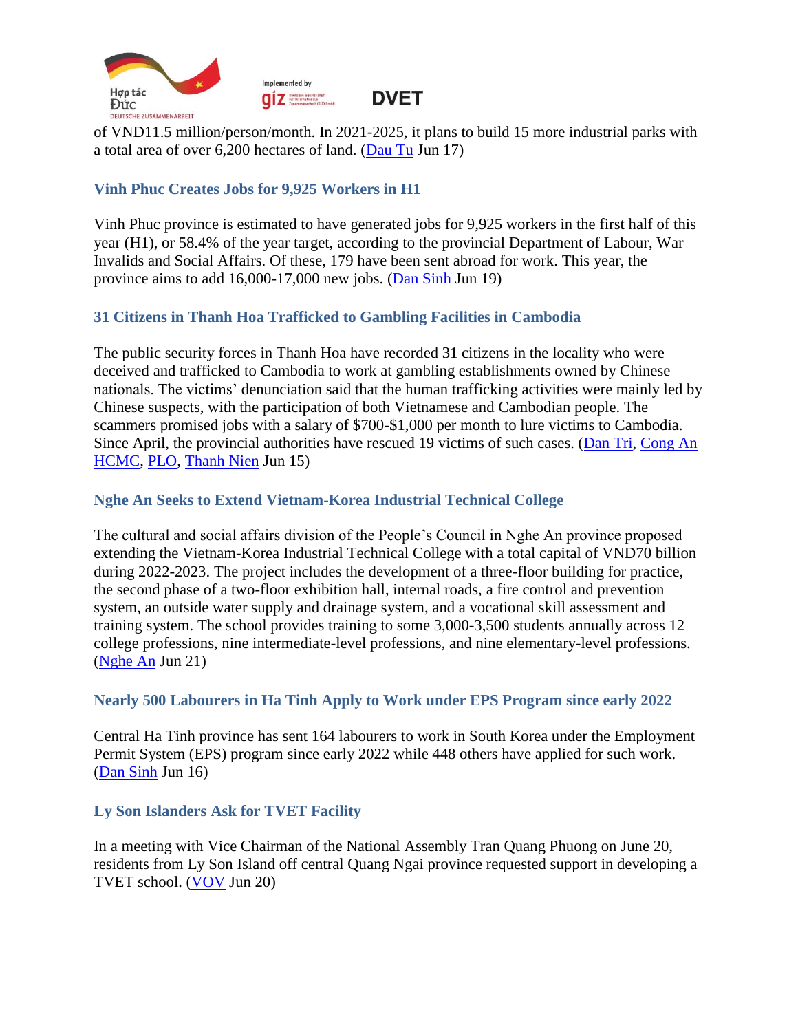of VND11.5 million/person/month. In 2021-2025, it plans to build 15 more industrial parks with a total area of over 6,200 hectares of land. (Dau Tu Jun 17)

### Vinh Phuc Creates Jobs for 9,925 Workers in H1

Vinh Phuc province is estimated to have generated jobs for 9,925 workers in the first half of this year (H1), or 58.4% of the year target, according to the provincial Department of Labour, War Invalids and Social Affairs. Of these, 179 have been sent abroad for work. This year, the province aims to add 16,000-17,000 new jobs. (Dan Sinh Jun 19)

### 31 Citizens in Thanh Hoa Trafficked to Gambling Facilities in Cambodia

The public security forces in Thanh Hoa have recorded 31 citizens in the locality who were deceived and trafficked to Cambodia to work at gambling establishments owned by Chinese nationals. The victims' denunciation said that the human trafficking activities were mainly led by Chinese suspects, with the participation of both Vietnamese and Cambodian people. The scammers promised jobs with a salary of $700-$1,000 per month to lure victims to Cambodia. Since April, the provincial authorities have rescued 19 victims of such cases. (Dan Tri, Cong An HCMC, PLO, Thanh Nien Jun 15)

### Nghe An Seeks to Extend Vietnam-Korea Industrial Technical College

The cultural and social affairs division of the People's Council in Nghe An province proposed extending the Vietnam-Korea Industrial Technical College with a total capital of VND70 billion during 2022-2023. The project includes the development of a three-floor building for practice, the second phase of a two-floor exhibition hall, internal roads, a fire control and prevention system, an outside water supply and drainage system, and a vocational skill assessment and training system. The school provides training to some 3,000-3,500 students annually across 12 college professions, nine intermediate-level professions, and nine elementary-level professions. (Nghe An Jun 21)

### Nearly 500 Labourers in Ha Tinh Apply to Work under EPS Program since early 2022

Central Ha Tinh province has sent 164 labourers to work in South Korea under the Employment Permit System (EPS) program since early 2022 while 448 others have applied for such work. (Dan Sinh Jun 16)

### Ly Son Islanders Ask for TVET Facility

In a meeting with Vice Chairman of the National Assembly Tran Quang Phuong on June 20, residents from Ly Son Island off central Quang Ngai province requested support in developing a TVET school. (VOV Jun 20)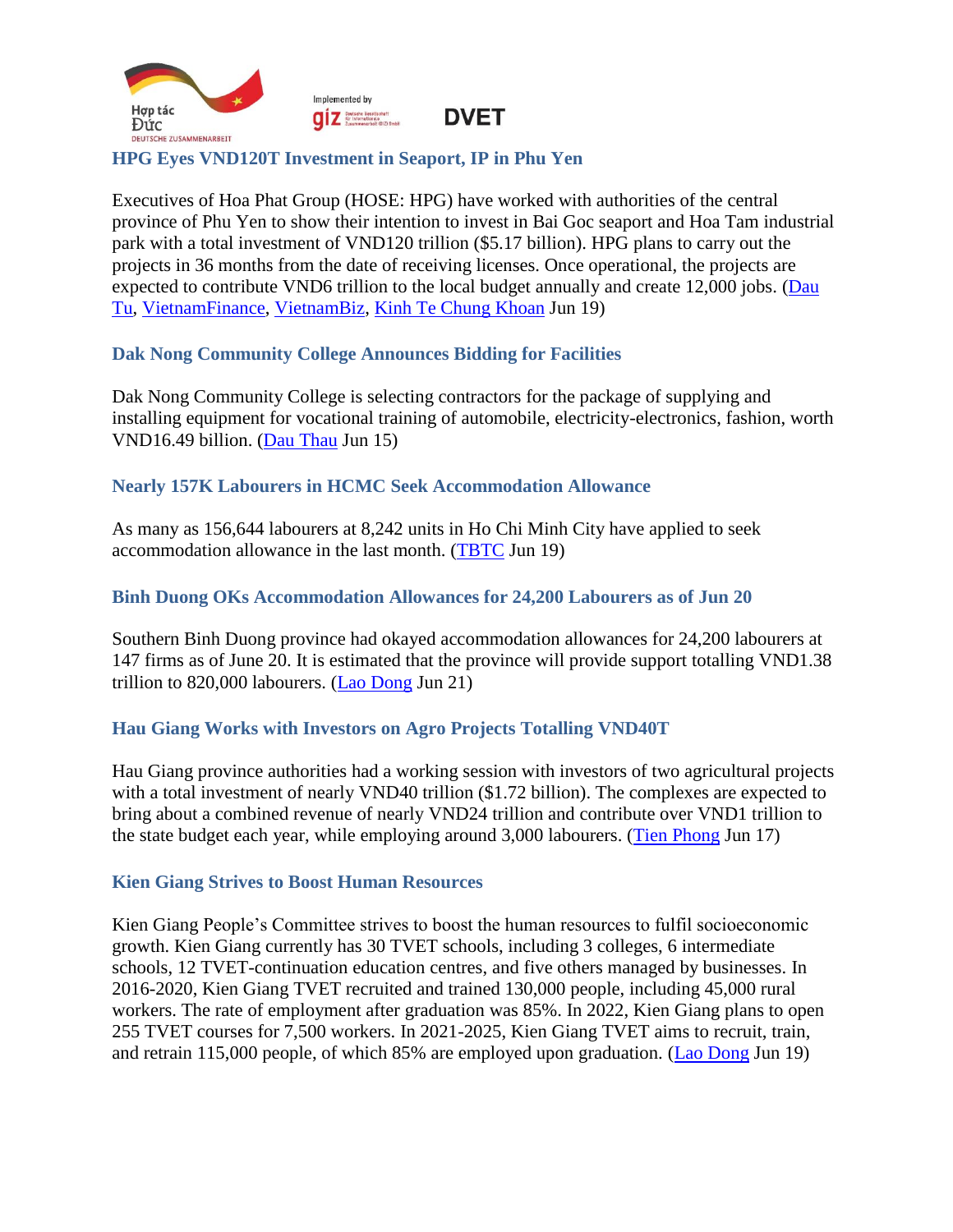### HPG Eyes VND120T Investment in Seaport, IP in Phu Yen

Executives of Hoa Phat Group (HOSE: HPG) have worked with authorities of the central province of Phu Yen to show their intention to invest in Bai Goc seaport and Hoa Tam industrial park with a total investment of VND120 trillion ($5.17 billion). HPG plans to carry out the projects in 36 months from the date of receiving licenses. Once operational, the projects are expected to contribute VND6 trillion to the local budget annually and create 12,000 jobs. (Dau Tu, VietnamFinance, VietnamBiz, Kinh Te Chung Khoan Jun 19)

### Dak Nong Community College Announces Bidding for Facilities

Dak Nong Community College is selecting contractors for the package of supplying and installing equipment for vocational training of automobile, electricity-electronics, fashion, worth VND16.49 billion. (Dau Thau Jun 15)

### Nearly 157K Labourers in HCMC Seek Accommodation Allowance

As many as 156,644 labourers at 8,242 units in Ho Chi Minh City have applied to seek accommodation allowance in the last month. (TBTC Jun 19)

### Binh Duong OKs Accommodation Allowances for 24,200 Labourers as of Jun 20

Southern Binh Duong province had okayed accommodation allowances for 24,200 labourers at 147 firms as of June 20. It is estimated that the province will provide support totalling VND1.38 trillion to 820,000 labourers. (Lao Dong Jun 21)

### Hau Giang Works with Investors on Agro Projects Totalling VND40T

Hau Giang province authorities had a working session with investors of two agricultural projects with a total investment of nearly VND40 trillion ($1.72 billion). The complexes are expected to bring about a combined revenue of nearly VND24 trillion and contribute over VND1 trillion to the state budget each year, while employing around 3,000 labourers. (Tien Phong Jun 17)

### Kien Giang Strives to Boost Human Resources

Kien Giang People's Committee strives to boost the human resources to fulfil socioeconomic growth. Kien Giang currently has 30 TVET schools, including 3 colleges, 6 intermediate schools, 12 TVET-continuation education centres, and five others managed by businesses. In 2016-2020, Kien Giang TVET recruited and trained 130,000 people, including 45,000 rural workers. The rate of employment after graduation was 85%. In 2022, Kien Giang plans to open 255 TVET courses for 7,500 workers. In 2021-2025, Kien Giang TVET aims to recruit, train, and retrain 115,000 people, of which 85% are employed upon graduation. (Lao Dong Jun 19)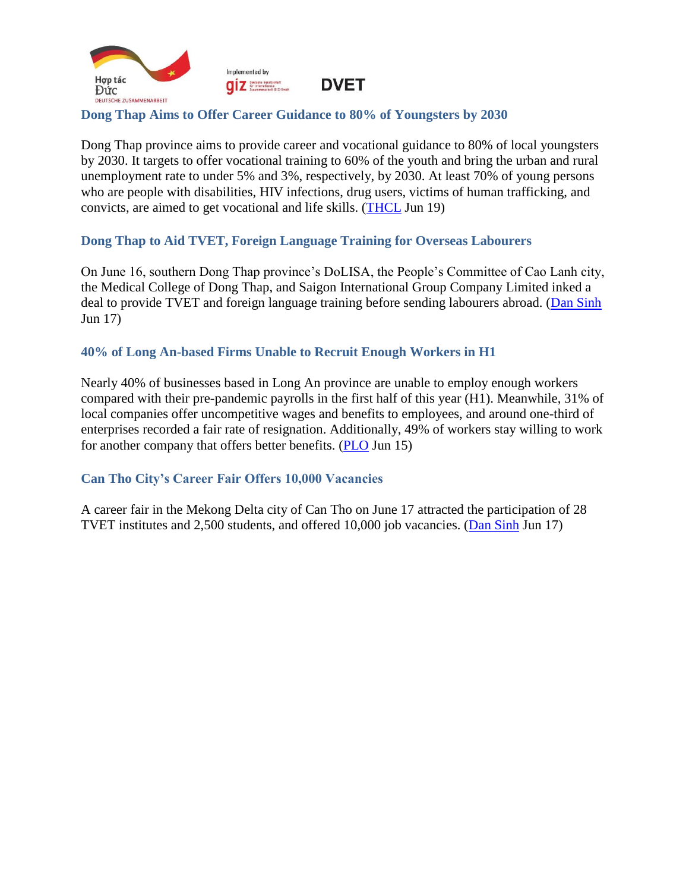## Dong Thap Aims to Offer Career Guidance to 80% of Youngsters by 2030

Dong Thap province aims to provide career and vocational guidance to 80% of local youngsters by 2030. It targets to offer vocational training to 60% of the youth and bring the urban and rural unemployment rate to under 5% and 3%, respectively, by 2030. At least 70% of young persons who are people with disabilities, HIV infections, drug users, victims of human trafficking, and convicts, are aimed to get vocational and life skills. (THCL Jun 19)

## Dong Thap to Aid TVET, Foreign Language Training for Overseas Labourers

On June 16, southern Dong Thap province's DoLISA, the People's Committee of Cao Lanh city, the Medical College of Dong Thap, and Saigon International Group Company Limited inked a deal to provide TVET and foreign language training before sending labourers abroad. (Dan Sinh Jun 17)

## 40% of Long An-based Firms Unable to Recruit Enough Workers in H1

Nearly 40% of businesses based in Long An province are unable to employ enough workers compared with their pre-pandemic payrolls in the first half of this year (H1). Meanwhile, 31% of local companies offer uncompetitive wages and benefits to employees, and around one-third of enterprises recorded a fair rate of resignation. Additionally, 49% of workers stay willing to work for another company that offers better benefits. (PLO Jun 15)

## Can Tho City's Career Fair Offers 10,000 Vacancies

A career fair in the Mekong Delta city of Can Tho on June 17 attracted the participation of 28 TVET institutes and 2,500 students, and offered 10,000 job vacancies. (Dan Sinh Jun 17)